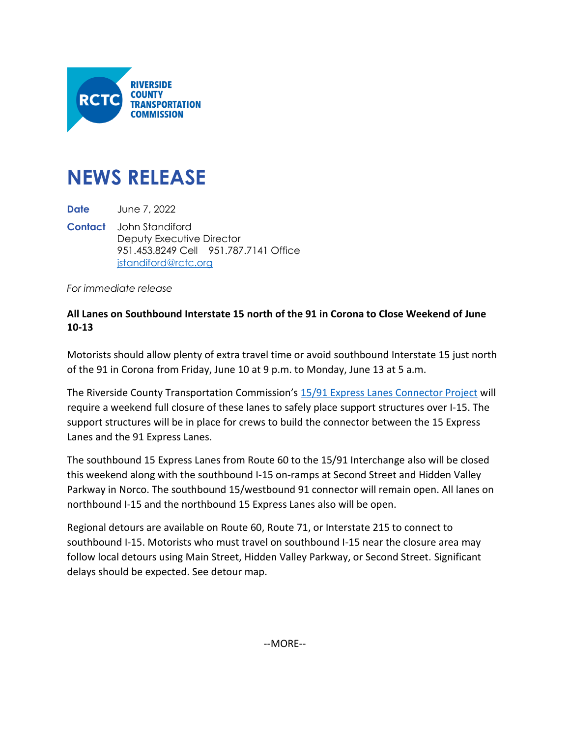RIVERSIDE COUNTY TRANSPORTATION COMMISSION

# NEWS RELEASE

**Date** June 7, 2022

**Contact** John Standiford
Deputy Executive Director
951.453.8249 Cell 951.787.7141 Office
jstandiford@rctc.org

*For immediate release*

**All Lanes on Southbound Interstate 15 north of the 91 in Corona to Close Weekend of June 10-13**

Motorists should allow plenty of extra travel time or avoid southbound Interstate 15 just north of the 91 in Corona from Friday, June 10 at 9 p.m. to Monday, June 13 at 5 a.m.

The Riverside County Transportation Commission's 15/91 Express Lanes Connector Project will require a weekend full closure of these lanes to safely place support structures over I-15. The support structures will be in place for crews to build the connector between the 15 Express Lanes and the 91 Express Lanes.

The southbound 15 Express Lanes from Route 60 to the 15/91 Interchange also will be closed this weekend along with the southbound I-15 on-ramps at Second Street and Hidden Valley Parkway in Norco. The southbound 15/westbound 91 connector will remain open. All lanes on northbound I-15 and the northbound 15 Express Lanes also will be open.

Regional detours are available on Route 60, Route 71, or Interstate 215 to connect to southbound I-15. Motorists who must travel on southbound I-15 near the closure area may follow local detours using Main Street, Hidden Valley Parkway, or Second Street. Significant delays should be expected. See detour map.

--MORE--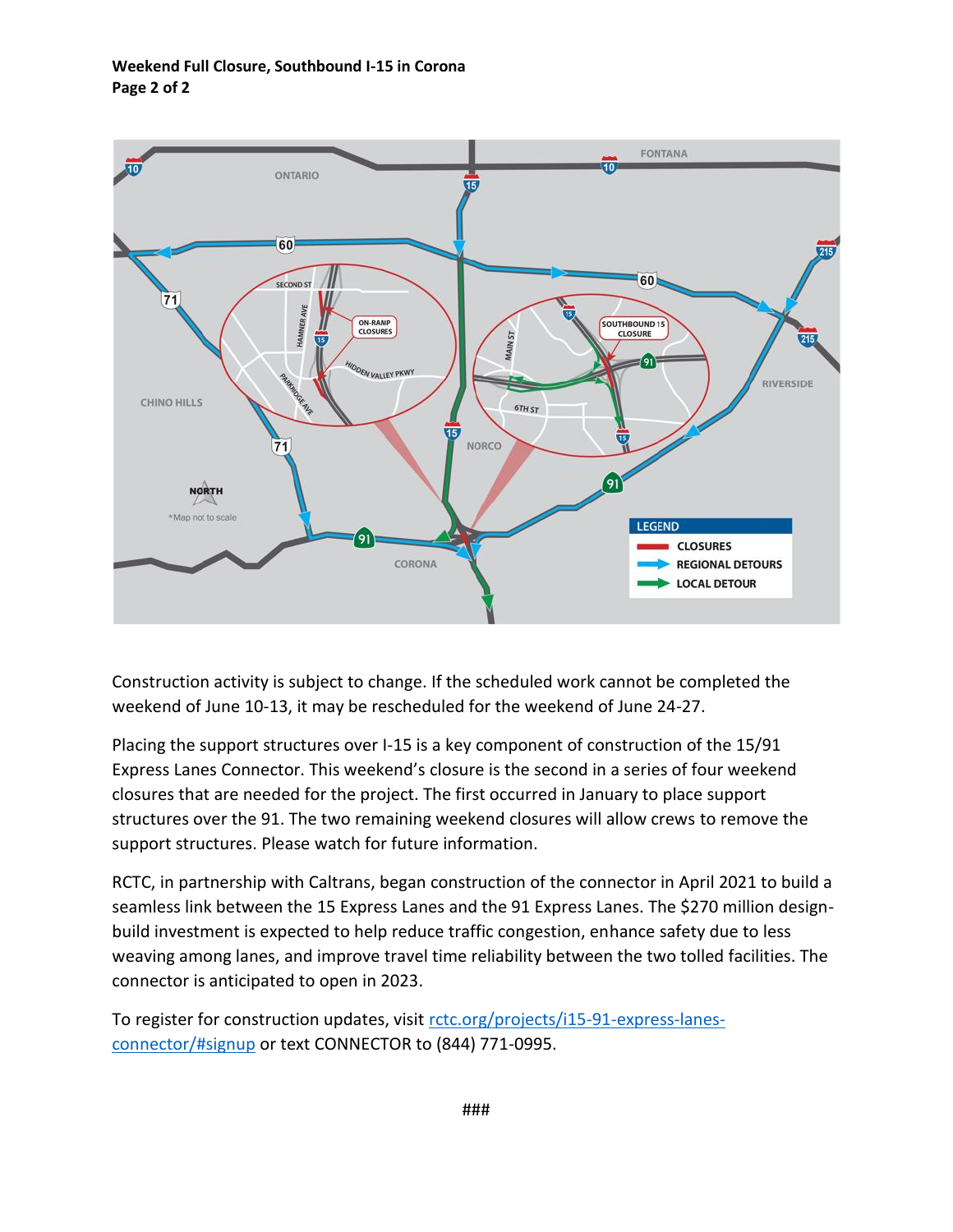FONTAWA
ONTARIO
CHINO HILLS
RIVERSIDE
NORCO
CORONA
SECOND ST
HAMNER AVE
ON-RAMP CLOSURES
HIDDEN VALLEY PKWY
PARKRIDGE AVE
MAIN ST
SOUTHBOUND 15 CLOSURE
6TH ST
NORTH
*Map not to scale
10
15
60
71
91
215

LEGEND
CLOSURES
REGIONAL DETOURS
LOCAL DETOUR

Construction activity is subject to change. If the scheduled work cannot be completed the weekend of June 10-13, it may be rescheduled for the weekend of June 24-27.

Placing the support structures over I-15 is a key component of construction of the 15/91 Express Lanes Connector. This weekend's closure is the second in a series of four weekend closures that are needed for the project. The first occurred in January to place support structures over the 91. The two remaining weekend closures will allow crews to remove the support structures. Please watch for future information.

RCTC, in partnership with Caltrans, began construction of the connector in April 2021 to build a seamless link between the 15 Express Lanes and the 91 Express Lanes. The $270 million design-build investment is expected to help reduce traffic congestion, enhance safety due to less weaving among lanes, and improve travel time reliability between the two tolled facilities. The connector is anticipated to open in 2023.

To register for construction updates, visit [rctc.org/projects/i15-91-express-lanes-connector/#signup](rctc.org/projects/i15-91-express-lanes-connector/#signup) or text CONNECTOR to (844) 771-0995.

###